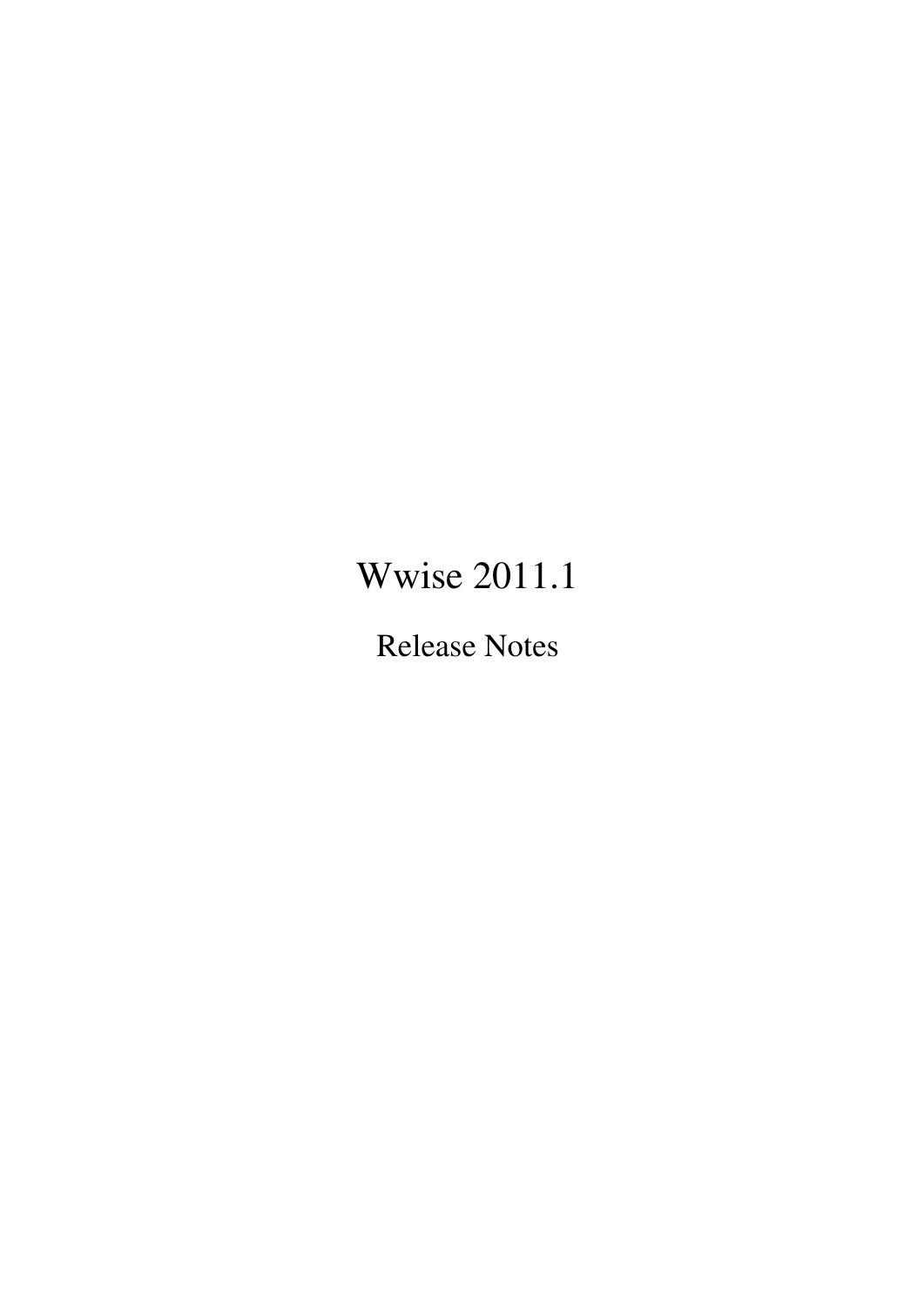# Wwise 2011.1

Release Notes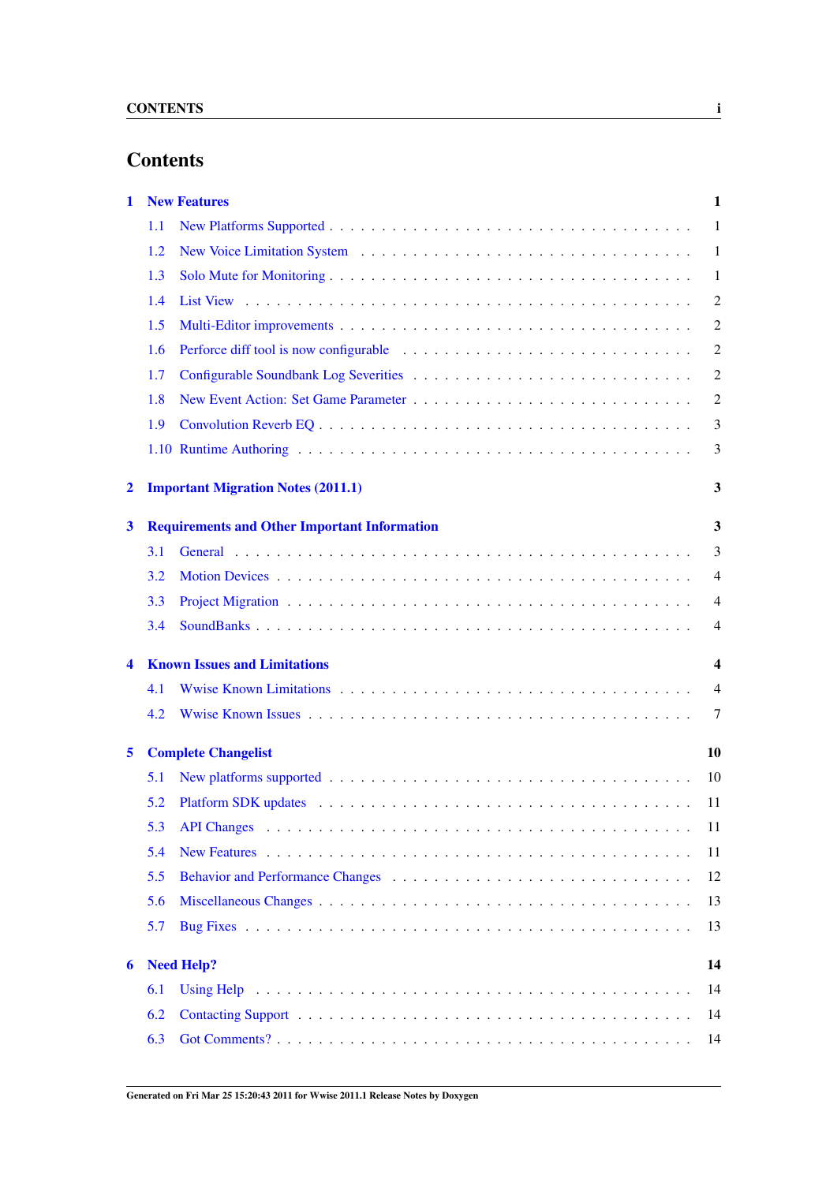# Contents

**1 New Features** — 1

- 1.1 New Platforms Supported — 1
- 1.2 New Voice Limitation System — 1
- 1.3 Solo Mute for Monitoring — 1
- 1.4 List View — 2
- 1.5 Multi-Editor improvements — 2
- 1.6 Perforce diff tool is now configurable — 2
- 1.7 Configurable Soundbank Log Severities — 2
- 1.8 New Event Action: Set Game Parameter — 2
- 1.9 Convolution Reverb EQ — 3
- 1.10 Runtime Authoring — 3

**2 Important Migration Notes (2011.1)** — 3

**3 Requirements and Other Important Information** — 3

- 3.1 General — 3
- 3.2 Motion Devices — 4
- 3.3 Project Migration — 4
- 3.4 SoundBanks — 4

**4 Known Issues and Limitations** — 4

- 4.1 Wwise Known Limitations — 4
- 4.2 Wwise Known Issues — 7

**5 Complete Changelist** — 10

- 5.1 New platforms supported — 10
- 5.2 Platform SDK updates — 11
- 5.3 API Changes — 11
- 5.4 New Features — 11
- 5.5 Behavior and Performance Changes — 12
- 5.6 Miscellaneous Changes — 13
- 5.7 Bug Fixes — 13

**6 Need Help?** — 14

- 6.1 Using Help — 14
- 6.2 Contacting Support — 14
- 6.3 Got Comments? — 14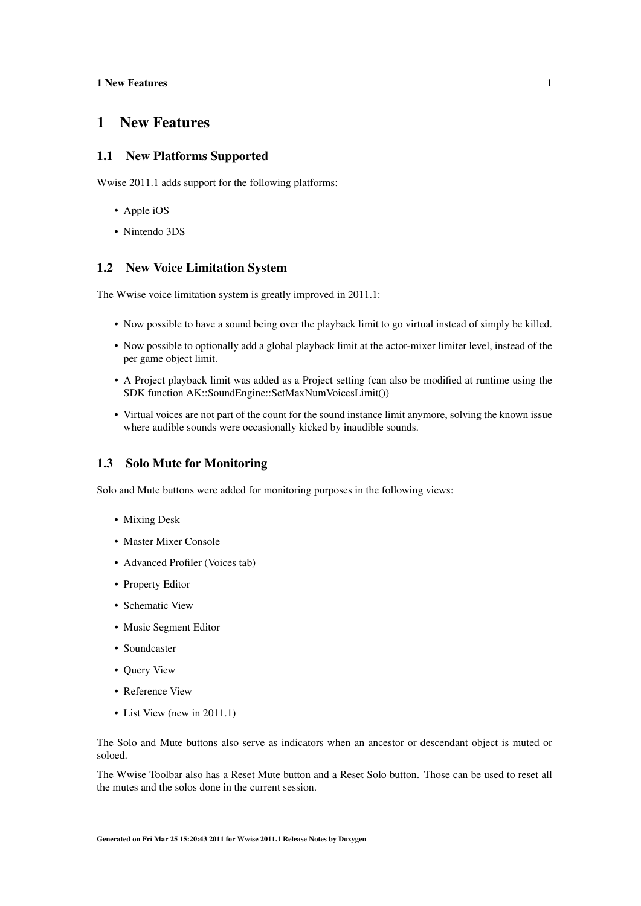# 1 New Features

## 1.1 New Platforms Supported

Wwise 2011.1 adds support for the following platforms:

- Apple iOS
- Nintendo 3DS

## 1.2 New Voice Limitation System

The Wwise voice limitation system is greatly improved in 2011.1:

- Now possible to have a sound being over the playback limit to go virtual instead of simply be killed.
- Now possible to optionally add a global playback limit at the actor-mixer limiter level, instead of the per game object limit.
- A Project playback limit was added as a Project setting (can also be modified at runtime using the SDK function AK::SoundEngine::SetMaxNumVoicesLimit())
- Virtual voices are not part of the count for the sound instance limit anymore, solving the known issue where audible sounds were occasionally kicked by inaudible sounds.

## 1.3 Solo Mute for Monitoring

Solo and Mute buttons were added for monitoring purposes in the following views:

- Mixing Desk
- Master Mixer Console
- Advanced Profiler (Voices tab)
- Property Editor
- Schematic View
- Music Segment Editor
- Soundcaster
- Query View
- Reference View
- List View (new in 2011.1)

The Solo and Mute buttons also serve as indicators when an ancestor or descendant object is muted or soloed.

The Wwise Toolbar also has a Reset Mute button and a Reset Solo button. Those can be used to reset all the mutes and the solos done in the current session.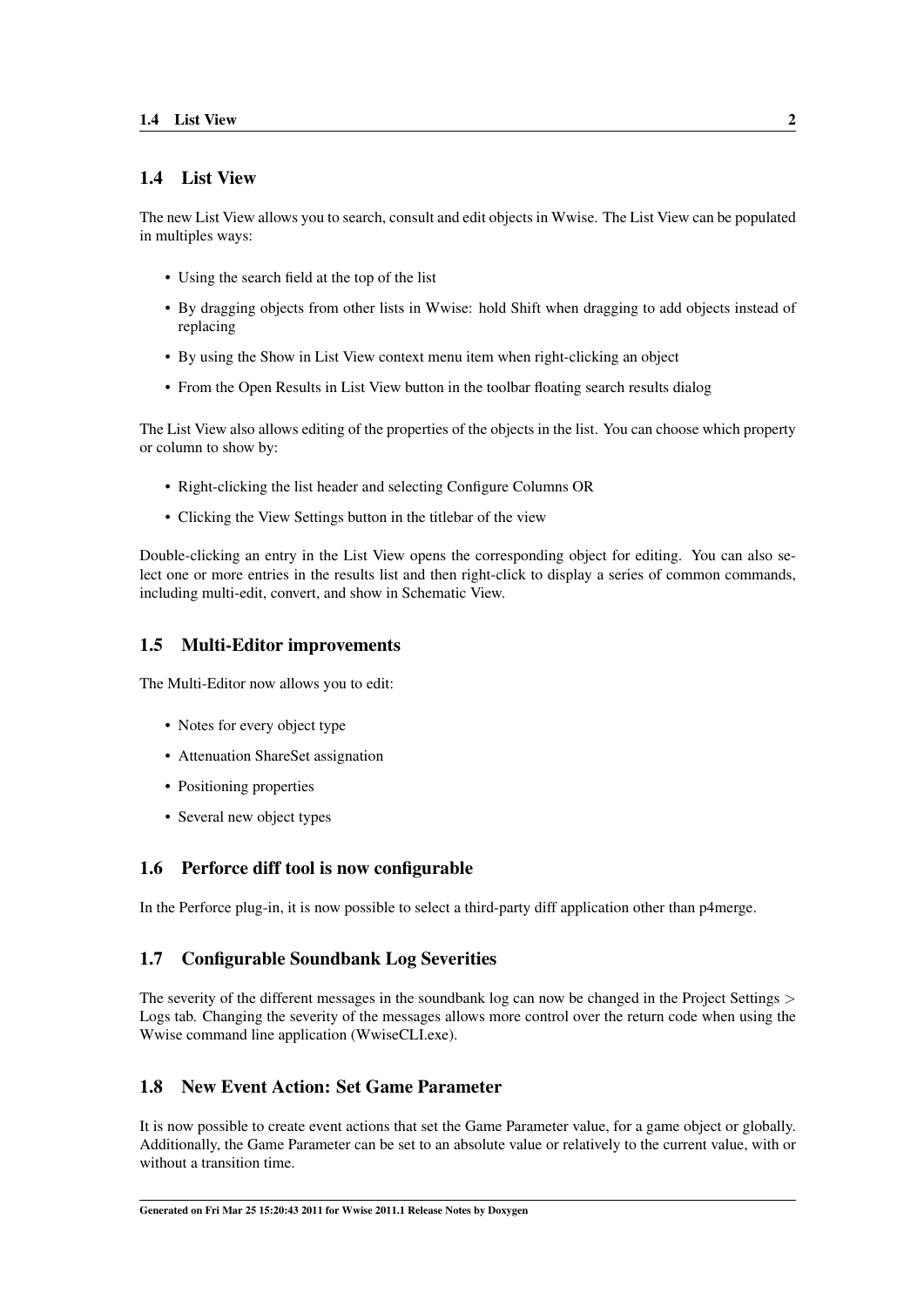## 1.4 List View

The new List View allows you to search, consult and edit objects in Wwise. The List View can be populated in multiples ways:

- Using the search field at the top of the list
- By dragging objects from other lists in Wwise: hold Shift when dragging to add objects instead of replacing
- By using the Show in List View context menu item when right-clicking an object
- From the Open Results in List View button in the toolbar floating search results dialog

The List View also allows editing of the properties of the objects in the list. You can choose which property or column to show by:

- Right-clicking the list header and selecting Configure Columns OR
- Clicking the View Settings button in the titlebar of the view

Double-clicking an entry in the List View opens the corresponding object for editing. You can also select one or more entries in the results list and then right-click to display a series of common commands, including multi-edit, convert, and show in Schematic View.

## 1.5 Multi-Editor improvements

The Multi-Editor now allows you to edit:

- Notes for every object type
- Attenuation ShareSet assignation
- Positioning properties
- Several new object types

## 1.6 Perforce diff tool is now configurable

In the Perforce plug-in, it is now possible to select a third-party diff application other than p4merge.

## 1.7 Configurable Soundbank Log Severities

The severity of the different messages in the soundbank log can now be changed in the Project Settings > Logs tab. Changing the severity of the messages allows more control over the return code when using the Wwise command line application (WwiseCLI.exe).

## 1.8 New Event Action: Set Game Parameter

It is now possible to create event actions that set the Game Parameter value, for a game object or globally. Additionally, the Game Parameter can be set to an absolute value or relatively to the current value, with or without a transition time.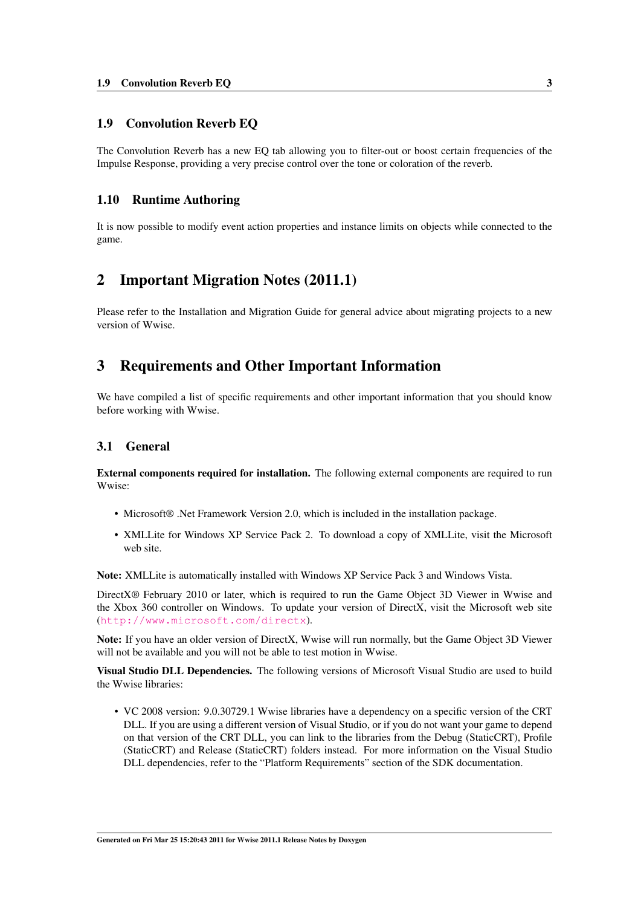### 1.9 Convolution Reverb EQ

The Convolution Reverb has a new EQ tab allowing you to filter-out or boost certain frequencies of the Impulse Response, providing a very precise control over the tone or coloration of the reverb.

### 1.10 Runtime Authoring

It is now possible to modify event action properties and instance limits on objects while connected to the game.

## 2 Important Migration Notes (2011.1)

Please refer to the Installation and Migration Guide for general advice about migrating projects to a new version of Wwise.

## 3 Requirements and Other Important Information

We have compiled a list of specific requirements and other important information that you should know before working with Wwise.

### 3.1 General

**External components required for installation.** The following external components are required to run Wwise:

- Microsoft® .Net Framework Version 2.0, which is included in the installation package.
- XMLLite for Windows XP Service Pack 2. To download a copy of XMLLite, visit the Microsoft web site.

**Note:** XMLLite is automatically installed with Windows XP Service Pack 3 and Windows Vista.

DirectX® February 2010 or later, which is required to run the Game Object 3D Viewer in Wwise and the Xbox 360 controller on Windows. To update your version of DirectX, visit the Microsoft web site (`http://www.microsoft.com/directx`).

**Note:** If you have an older version of DirectX, Wwise will run normally, but the Game Object 3D Viewer will not be available and you will not be able to test motion in Wwise.

**Visual Studio DLL Dependencies.** The following versions of Microsoft Visual Studio are used to build the Wwise libraries:

- VC 2008 version: 9.0.30729.1 Wwise libraries have a dependency on a specific version of the CRT DLL. If you are using a different version of Visual Studio, or if you do not want your game to depend on that version of the CRT DLL, you can link to the libraries from the Debug (StaticCRT), Profile (StaticCRT) and Release (StaticCRT) folders instead. For more information on the Visual Studio DLL dependencies, refer to the "Platform Requirements" section of the SDK documentation.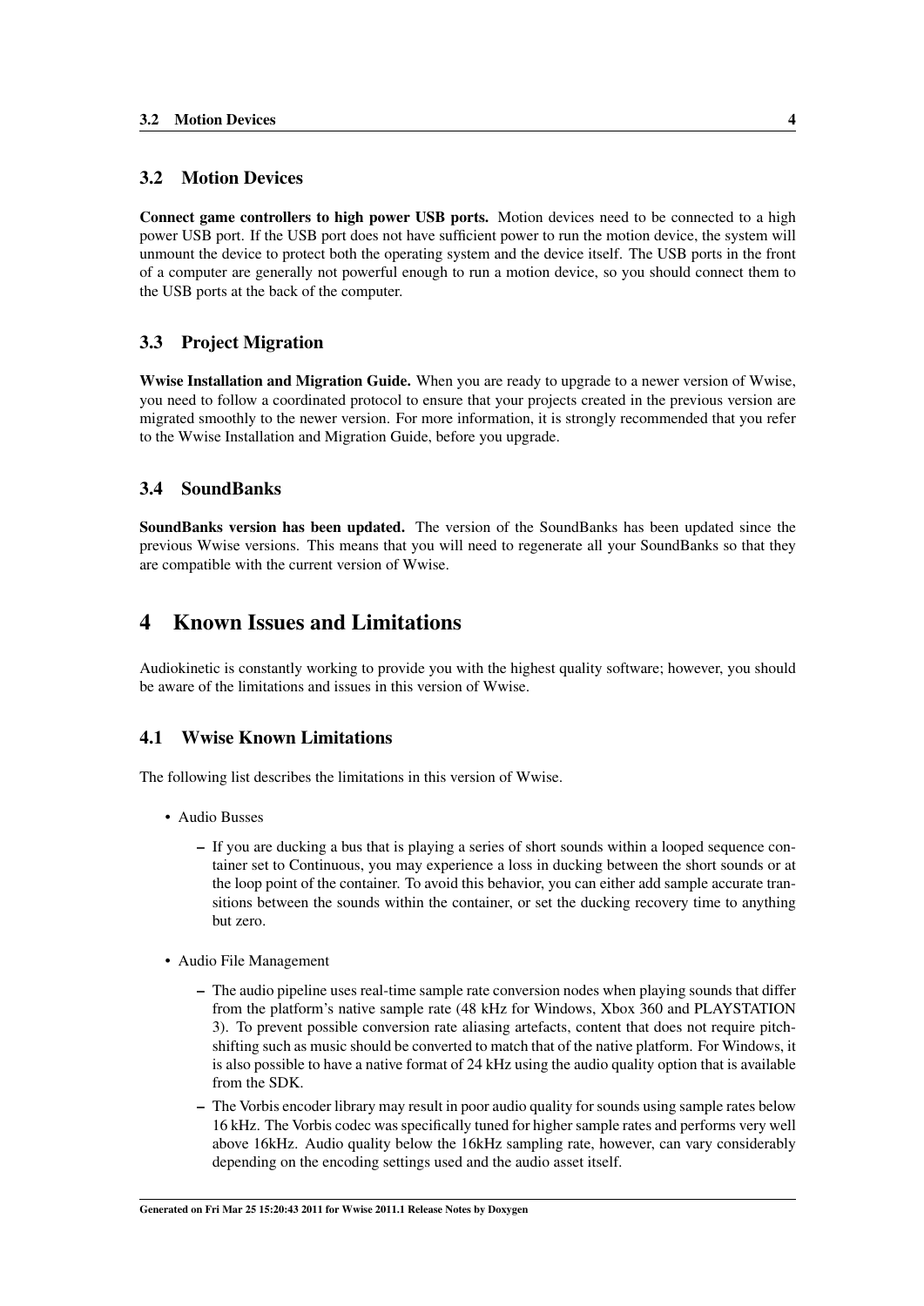## 3.2 Motion Devices

**Connect game controllers to high power USB ports.** Motion devices need to be connected to a high power USB port. If the USB port does not have sufficient power to run the motion device, the system will unmount the device to protect both the operating system and the device itself. The USB ports in the front of a computer are generally not powerful enough to run a motion device, so you should connect them to the USB ports at the back of the computer.

## 3.3 Project Migration

**Wwise Installation and Migration Guide.** When you are ready to upgrade to a newer version of Wwise, you need to follow a coordinated protocol to ensure that your projects created in the previous version are migrated smoothly to the newer version. For more information, it is strongly recommended that you refer to the Wwise Installation and Migration Guide, before you upgrade.

## 3.4 SoundBanks

**SoundBanks version has been updated.** The version of the SoundBanks has been updated since the previous Wwise versions. This means that you will need to regenerate all your SoundBanks so that they are compatible with the current version of Wwise.

# 4 Known Issues and Limitations

Audiokinetic is constantly working to provide you with the highest quality software; however, you should be aware of the limitations and issues in this version of Wwise.

## 4.1 Wwise Known Limitations

The following list describes the limitations in this version of Wwise.

- Audio Busses
  - If you are ducking a bus that is playing a series of short sounds within a looped sequence container set to Continuous, you may experience a loss in ducking between the short sounds or at the loop point of the container. To avoid this behavior, you can either add sample accurate transitions between the sounds within the container, or set the ducking recovery time to anything but zero.
- Audio File Management
  - The audio pipeline uses real-time sample rate conversion nodes when playing sounds that differ from the platform's native sample rate (48 kHz for Windows, Xbox 360 and PLAYSTATION 3). To prevent possible conversion rate aliasing artefacts, content that does not require pitch-shifting such as music should be converted to match that of the native platform. For Windows, it is also possible to have a native format of 24 kHz using the audio quality option that is available from the SDK.
  - The Vorbis encoder library may result in poor audio quality for sounds using sample rates below 16 kHz. The Vorbis codec was specifically tuned for higher sample rates and performs very well above 16kHz. Audio quality below the 16kHz sampling rate, however, can vary considerably depending on the encoding settings used and the audio asset itself.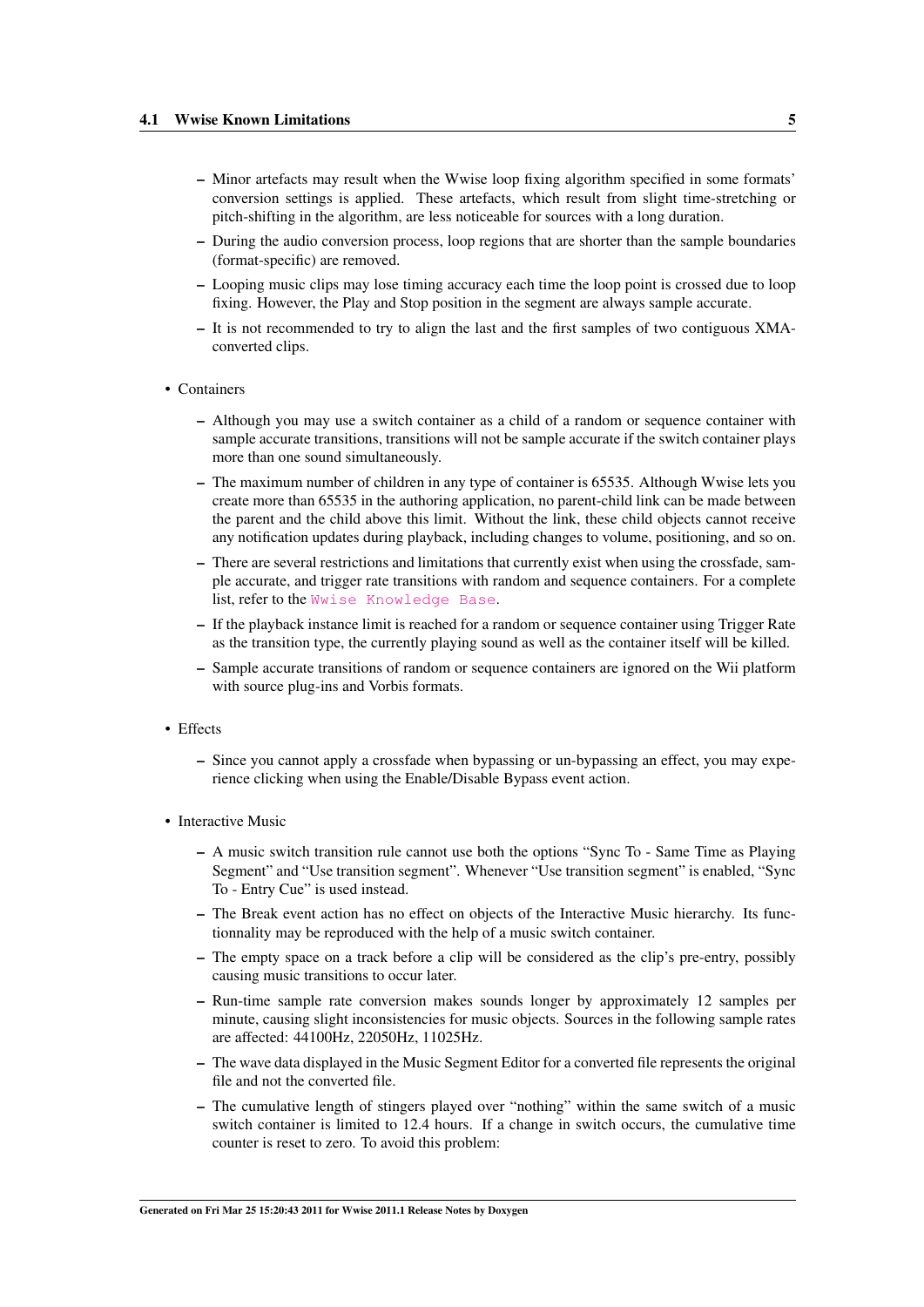- Minor artefacts may result when the Wwise loop fixing algorithm specified in some formats' conversion settings is applied. These artefacts, which result from slight time-stretching or pitch-shifting in the algorithm, are less noticeable for sources with a long duration.
  - During the audio conversion process, loop regions that are shorter than the sample boundaries (format-specific) are removed.
  - Looping music clips may lose timing accuracy each time the loop point is crossed due to loop fixing. However, the Play and Stop position in the segment are always sample accurate.
  - It is not recommended to try to align the last and the first samples of two contiguous XMA-converted clips.

- Containers
  - Although you may use a switch container as a child of a random or sequence container with sample accurate transitions, transitions will not be sample accurate if the switch container plays more than one sound simultaneously.
  - The maximum number of children in any type of container is 65535. Although Wwise lets you create more than 65535 in the authoring application, no parent-child link can be made between the parent and the child above this limit. Without the link, these child objects cannot receive any notification updates during playback, including changes to volume, positioning, and so on.
  - There are several restrictions and limitations that currently exist when using the crossfade, sample accurate, and trigger rate transitions with random and sequence containers. For a complete list, refer to the Wwise Knowledge Base.
  - If the playback instance limit is reached for a random or sequence container using Trigger Rate as the transition type, the currently playing sound as well as the container itself will be killed.
  - Sample accurate transitions of random or sequence containers are ignored on the Wii platform with source plug-ins and Vorbis formats.

- Effects
  - Since you cannot apply a crossfade when bypassing or un-bypassing an effect, you may experience clicking when using the Enable/Disable Bypass event action.

- Interactive Music
  - A music switch transition rule cannot use both the options "Sync To - Same Time as Playing Segment" and "Use transition segment". Whenever "Use transition segment" is enabled, "Sync To - Entry Cue" is used instead.
  - The Break event action has no effect on objects of the Interactive Music hierarchy. Its functionnality may be reproduced with the help of a music switch container.
  - The empty space on a track before a clip will be considered as the clip's pre-entry, possibly causing music transitions to occur later.
  - Run-time sample rate conversion makes sounds longer by approximately 12 samples per minute, causing slight inconsistencies for music objects. Sources in the following sample rates are affected: 44100Hz, 22050Hz, 11025Hz.
  - The wave data displayed in the Music Segment Editor for a converted file represents the original file and not the converted file.
  - The cumulative length of stingers played over "nothing" within the same switch of a music switch container is limited to 12.4 hours. If a change in switch occurs, the cumulative time counter is reset to zero. To avoid this problem: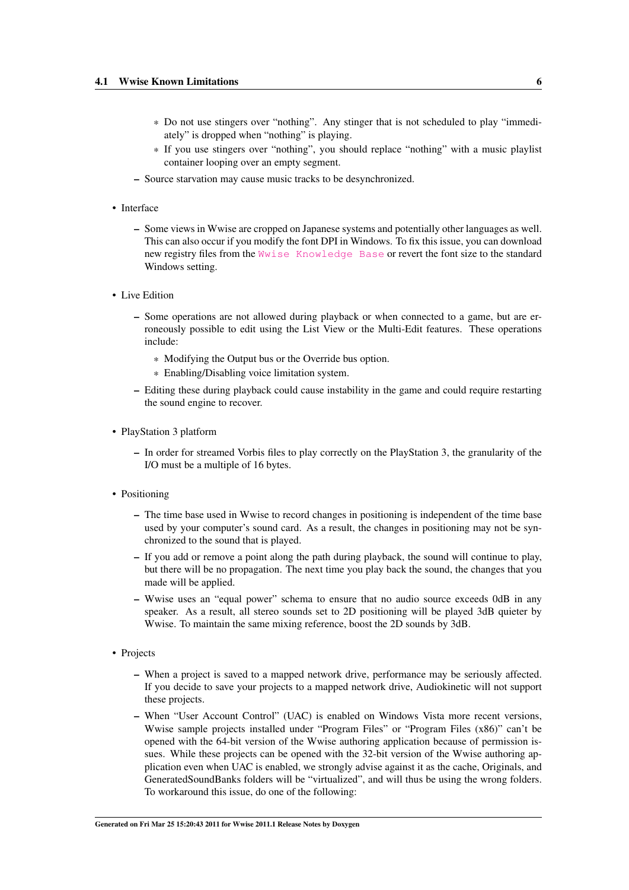- Do not use stingers over "nothing". Any stinger that is not scheduled to play "immediately" is dropped when "nothing" is playing.
    - If you use stingers over "nothing", you should replace "nothing" with a music playlist container looping over an empty segment.
  - Source starvation may cause music tracks to be desynchronized.

- Interface
  - Some views in Wwise are cropped on Japanese systems and potentially other languages as well. This can also occur if you modify the font DPI in Windows. To fix this issue, you can download new registry files from the Wwise Knowledge Base or revert the font size to the standard Windows setting.

- Live Edition
  - Some operations are not allowed during playback or when connected to a game, but are erroneously possible to edit using the List View or the Multi-Edit features. These operations include:
    - Modifying the Output bus or the Override bus option.
    - Enabling/Disabling voice limitation system.
  - Editing these during playback could cause instability in the game and could require restarting the sound engine to recover.

- PlayStation 3 platform
  - In order for streamed Vorbis files to play correctly on the PlayStation 3, the granularity of the I/O must be a multiple of 16 bytes.

- Positioning
  - The time base used in Wwise to record changes in positioning is independent of the time base used by your computer's sound card. As a result, the changes in positioning may not be synchronized to the sound that is played.
  - If you add or remove a point along the path during playback, the sound will continue to play, but there will be no propagation. The next time you play back the sound, the changes that you made will be applied.
  - Wwise uses an "equal power" schema to ensure that no audio source exceeds 0dB in any speaker. As a result, all stereo sounds set to 2D positioning will be played 3dB quieter by Wwise. To maintain the same mixing reference, boost the 2D sounds by 3dB.

- Projects
  - When a project is saved to a mapped network drive, performance may be seriously affected. If you decide to save your projects to a mapped network drive, Audiokinetic will not support these projects.
  - When "User Account Control" (UAC) is enabled on Windows Vista more recent versions, Wwise sample projects installed under "Program Files" or "Program Files (x86)" can't be opened with the 64-bit version of the Wwise authoring application because of permission issues. While these projects can be opened with the 32-bit version of the Wwise authoring application even when UAC is enabled, we strongly advise against it as the cache, Originals, and GeneratedSoundBanks folders will be "virtualized", and will thus be using the wrong folders. To workaround this issue, do one of the following: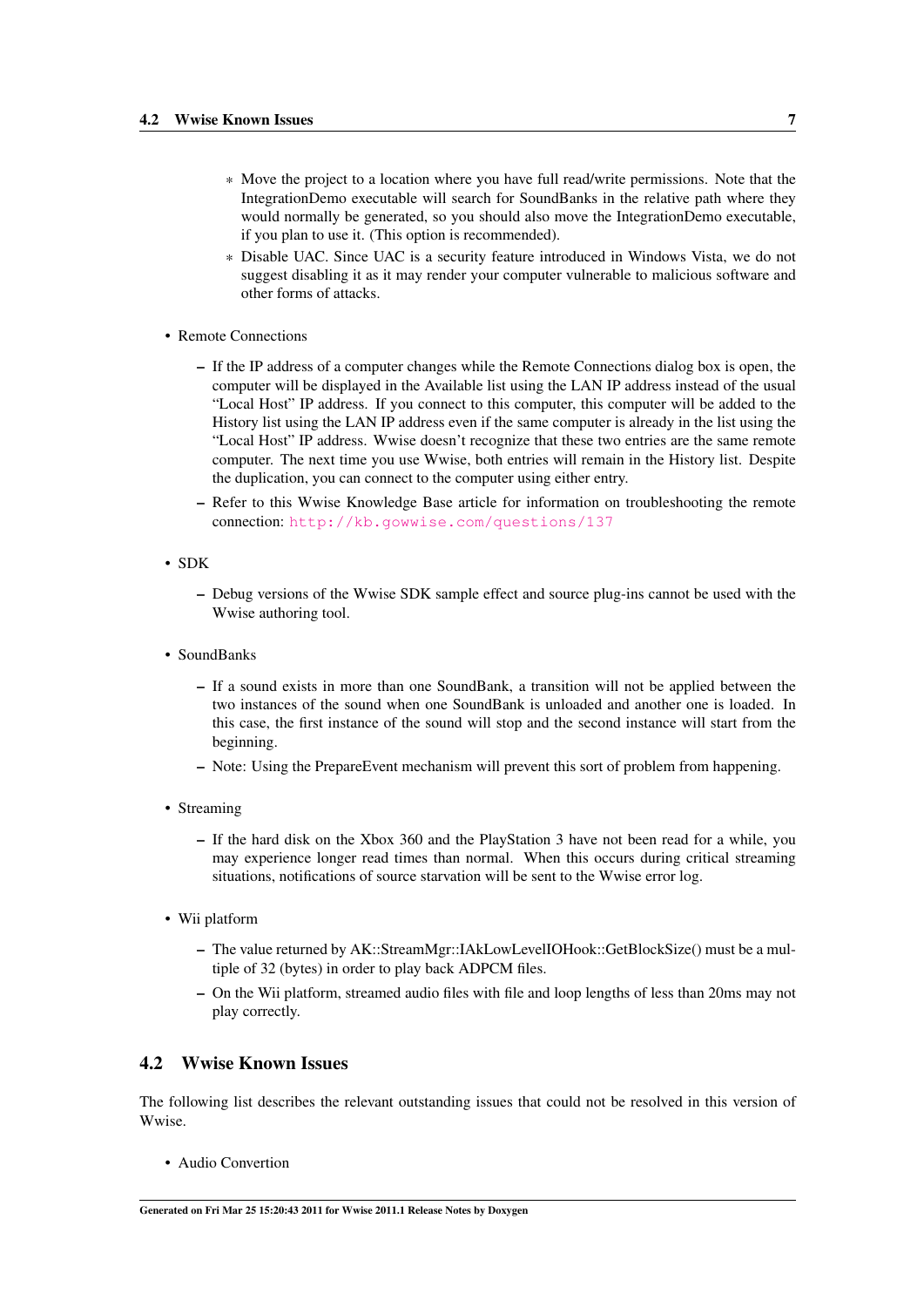* Move the project to a location where you have full read/write permissions. Note that the IntegrationDemo executable will search for SoundBanks in the relative path where they would normally be generated, so you should also move the IntegrationDemo executable, if you plan to use it. (This option is recommended).
    * Disable UAC. Since UAC is a security feature introduced in Windows Vista, we do not suggest disabling it as it may render your computer vulnerable to malicious software and other forms of attacks.

- Remote Connections
  - If the IP address of a computer changes while the Remote Connections dialog box is open, the computer will be displayed in the Available list using the LAN IP address instead of the usual “Local Host” IP address. If you connect to this computer, this computer will be added to the History list using the LAN IP address even if the same computer is already in the list using the “Local Host” IP address. Wwise doesn't recognize that these two entries are the same remote computer. The next time you use Wwise, both entries will remain in the History list. Despite the duplication, you can connect to the computer using either entry.
  - Refer to this Wwise Knowledge Base article for information on troubleshooting the remote connection: http://kb.gowwise.com/questions/137

- SDK
  - Debug versions of the Wwise SDK sample effect and source plug-ins cannot be used with the Wwise authoring tool.

- SoundBanks
  - If a sound exists in more than one SoundBank, a transition will not be applied between the two instances of the sound when one SoundBank is unloaded and another one is loaded. In this case, the first instance of the sound will stop and the second instance will start from the beginning.
  - Note: Using the PrepareEvent mechanism will prevent this sort of problem from happening.

- Streaming
  - If the hard disk on the Xbox 360 and the PlayStation 3 have not been read for a while, you may experience longer read times than normal. When this occurs during critical streaming situations, notifications of source starvation will be sent to the Wwise error log.

- Wii platform
  - The value returned by AK::StreamMgr::IAkLowLevelIOHook::GetBlockSize() must be a multiple of 32 (bytes) in order to play back ADPCM files.
  - On the Wii platform, streamed audio files with file and loop lengths of less than 20ms may not play correctly.

## 4.2 Wwise Known Issues

The following list describes the relevant outstanding issues that could not be resolved in this version of Wwise.

- Audio Convertion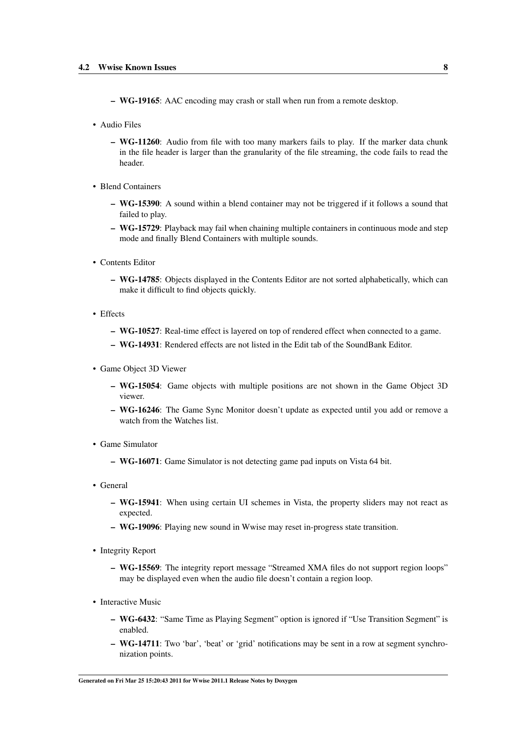- **WG-19165**: AAC encoding may crash or stall when run from a remote desktop.

- Audio Files
  - **WG-11260**: Audio from file with too many markers fails to play. If the marker data chunk in the file header is larger than the granularity of the file streaming, the code fails to read the header.

- Blend Containers
  - **WG-15390**: A sound within a blend container may not be triggered if it follows a sound that failed to play.
  - **WG-15729**: Playback may fail when chaining multiple containers in continuous mode and step mode and finally Blend Containers with multiple sounds.

- Contents Editor
  - **WG-14785**: Objects displayed in the Contents Editor are not sorted alphabetically, which can make it difficult to find objects quickly.

- Effects
  - **WG-10527**: Real-time effect is layered on top of rendered effect when connected to a game.
  - **WG-14931**: Rendered effects are not listed in the Edit tab of the SoundBank Editor.

- Game Object 3D Viewer
  - **WG-15054**: Game objects with multiple positions are not shown in the Game Object 3D viewer.
  - **WG-16246**: The Game Sync Monitor doesn't update as expected until you add or remove a watch from the Watches list.

- Game Simulator
  - **WG-16071**: Game Simulator is not detecting game pad inputs on Vista 64 bit.

- General
  - **WG-15941**: When using certain UI schemes in Vista, the property sliders may not react as expected.
  - **WG-19096**: Playing new sound in Wwise may reset in-progress state transition.

- Integrity Report
  - **WG-15569**: The integrity report message "Streamed XMA files do not support region loops" may be displayed even when the audio file doesn't contain a region loop.

- Interactive Music
  - **WG-6432**: "Same Time as Playing Segment" option is ignored if "Use Transition Segment" is enabled.
  - **WG-14711**: Two 'bar', 'beat' or 'grid' notifications may be sent in a row at segment synchronization points.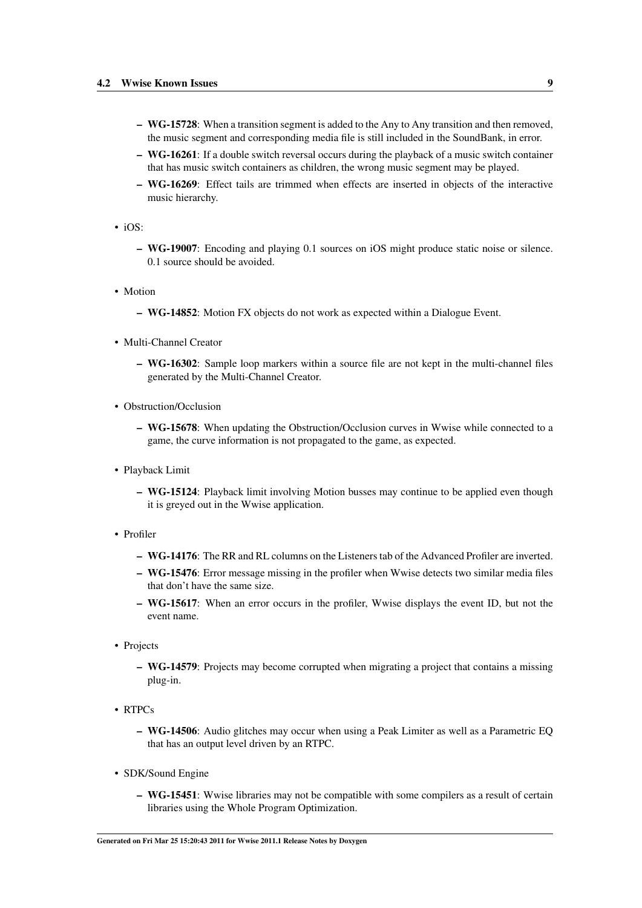- **WG-15728**: When a transition segment is added to the Any to Any transition and then removed, the music segment and corresponding media file is still included in the SoundBank, in error.
  - **WG-16261**: If a double switch reversal occurs during the playback of a music switch container that has music switch containers as children, the wrong music segment may be played.
  - **WG-16269**: Effect tails are trimmed when effects are inserted in objects of the interactive music hierarchy.

- iOS:
  - **WG-19007**: Encoding and playing 0.1 sources on iOS might produce static noise or silence. 0.1 source should be avoided.

- Motion
  - **WG-14852**: Motion FX objects do not work as expected within a Dialogue Event.

- Multi-Channel Creator
  - **WG-16302**: Sample loop markers within a source file are not kept in the multi-channel files generated by the Multi-Channel Creator.

- Obstruction/Occlusion
  - **WG-15678**: When updating the Obstruction/Occlusion curves in Wwise while connected to a game, the curve information is not propagated to the game, as expected.

- Playback Limit
  - **WG-15124**: Playback limit involving Motion busses may continue to be applied even though it is greyed out in the Wwise application.

- Profiler
  - **WG-14176**: The RR and RL columns on the Listeners tab of the Advanced Profiler are inverted.
  - **WG-15476**: Error message missing in the profiler when Wwise detects two similar media files that don't have the same size.
  - **WG-15617**: When an error occurs in the profiler, Wwise displays the event ID, but not the event name.

- Projects
  - **WG-14579**: Projects may become corrupted when migrating a project that contains a missing plug-in.

- RTPCs
  - **WG-14506**: Audio glitches may occur when using a Peak Limiter as well as a Parametric EQ that has an output level driven by an RTPC.

- SDK/Sound Engine
  - **WG-15451**: Wwise libraries may not be compatible with some compilers as a result of certain libraries using the Whole Program Optimization.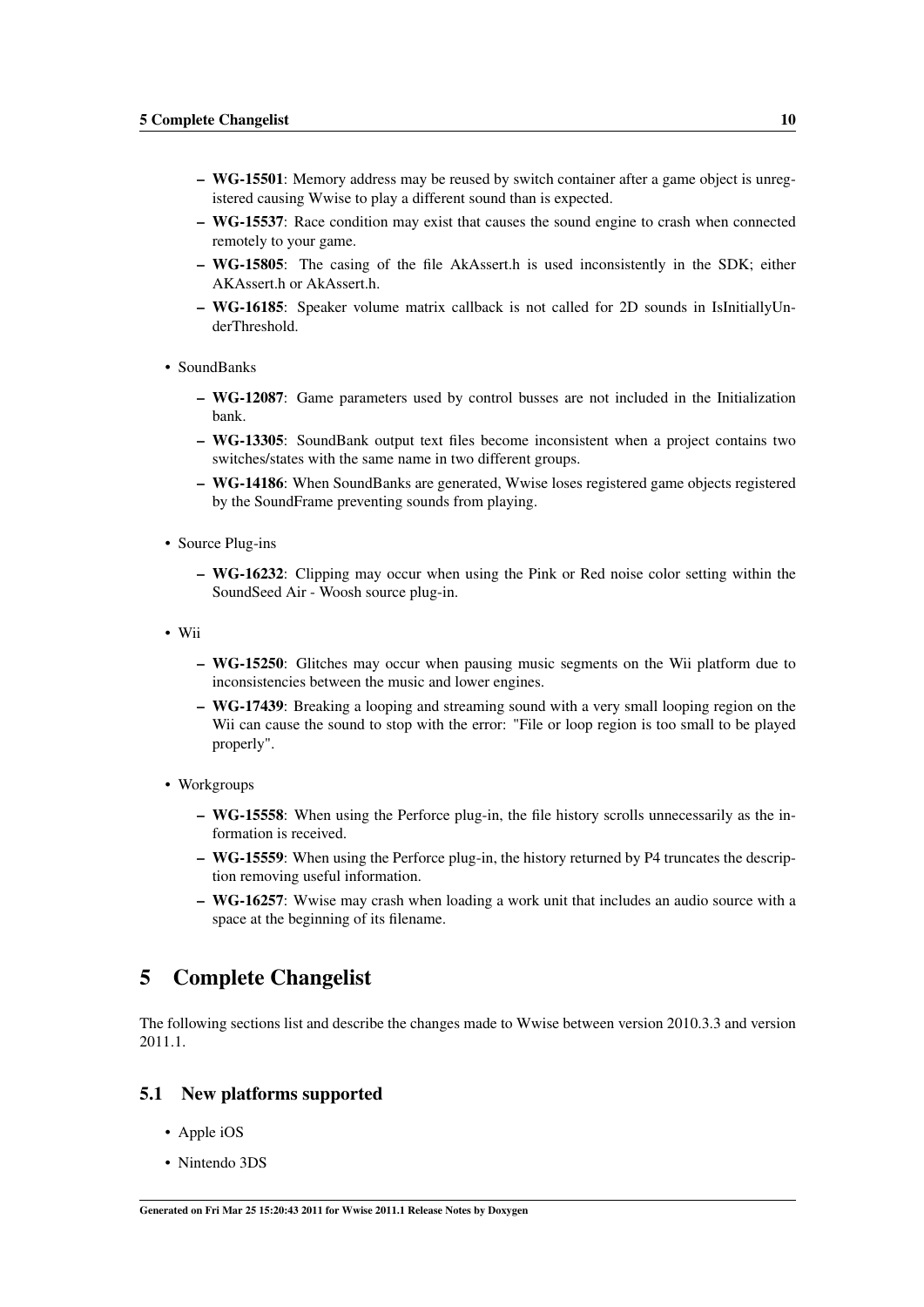- **WG-15501**: Memory address may be reused by switch container after a game object is unregistered causing Wwise to play a different sound than is expected.
- **WG-15537**: Race condition may exist that causes the sound engine to crash when connected remotely to your game.
- **WG-15805**: The casing of the file AkAssert.h is used inconsistently in the SDK; either AKAssert.h or AkAssert.h.
- **WG-16185**: Speaker volume matrix callback is not called for 2D sounds in IsInitiallyUnderThreshold.

- SoundBanks
  - **WG-12087**: Game parameters used by control busses are not included in the Initialization bank.
  - **WG-13305**: SoundBank output text files become inconsistent when a project contains two switches/states with the same name in two different groups.
  - **WG-14186**: When SoundBanks are generated, Wwise loses registered game objects registered by the SoundFrame preventing sounds from playing.

- Source Plug-ins
  - **WG-16232**: Clipping may occur when using the Pink or Red noise color setting within the SoundSeed Air - Woosh source plug-in.

- Wii
  - **WG-15250**: Glitches may occur when pausing music segments on the Wii platform due to inconsistencies between the music and lower engines.
  - **WG-17439**: Breaking a looping and streaming sound with a very small looping region on the Wii can cause the sound to stop with the error: "File or loop region is too small to be played properly".

- Workgroups
  - **WG-15558**: When using the Perforce plug-in, the file history scrolls unnecessarily as the information is received.
  - **WG-15559**: When using the Perforce plug-in, the history returned by P4 truncates the description removing useful information.
  - **WG-16257**: Wwise may crash when loading a work unit that includes an audio source with a space at the beginning of its filename.

# 5 Complete Changelist

The following sections list and describe the changes made to Wwise between version 2010.3.3 and version 2011.1.

## 5.1 New platforms supported

- Apple iOS
- Nintendo 3DS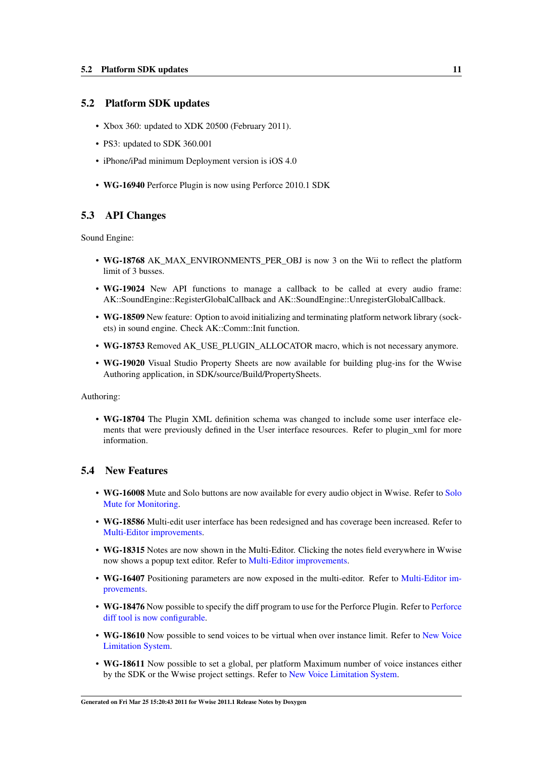## 5.2 Platform SDK updates

- Xbox 360: updated to XDK 20500 (February 2011).
- PS3: updated to SDK 360.001
- iPhone/iPad minimum Deployment version is iOS 4.0
- **WG-16940** Perforce Plugin is now using Perforce 2010.1 SDK

## 5.3 API Changes

Sound Engine:

- **WG-18768** AK_MAX_ENVIRONMENTS_PER_OBJ is now 3 on the Wii to reflect the platform limit of 3 busses.
- **WG-19024** New API functions to manage a callback to be called at every audio frame: AK::SoundEngine::RegisterGlobalCallback and AK::SoundEngine::UnregisterGlobalCallback.
- **WG-18509** New feature: Option to avoid initializing and terminating platform network library (sockets) in sound engine. Check AK::Comm::Init function.
- **WG-18753** Removed AK_USE_PLUGIN_ALLOCATOR macro, which is not necessary anymore.
- **WG-19020** Visual Studio Property Sheets are now available for building plug-ins for the Wwise Authoring application, in SDK/source/Build/PropertySheets.

Authoring:

- **WG-18704** The Plugin XML definition schema was changed to include some user interface elements that were previously defined in the User interface resources. Refer to plugin_xml for more information.

## 5.4 New Features

- **WG-16008** Mute and Solo buttons are now available for every audio object in Wwise. Refer to Solo Mute for Monitoring.
- **WG-18586** Multi-edit user interface has been redesigned and has coverage been increased. Refer to Multi-Editor improvements.
- **WG-18315** Notes are now shown in the Multi-Editor. Clicking the notes field everywhere in Wwise now shows a popup text editor. Refer to Multi-Editor improvements.
- **WG-16407** Positioning parameters are now exposed in the multi-editor. Refer to Multi-Editor improvements.
- **WG-18476** Now possible to specify the diff program to use for the Perforce Plugin. Refer to Perforce diff tool is now configurable.
- **WG-18610** Now possible to send voices to be virtual when over instance limit. Refer to New Voice Limitation System.
- **WG-18611** Now possible to set a global, per platform Maximum number of voice instances either by the SDK or the Wwise project settings. Refer to New Voice Limitation System.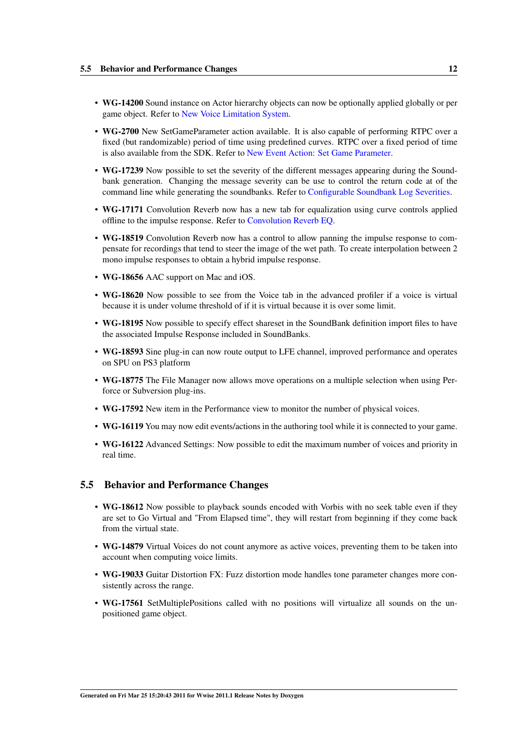- **WG-14200** Sound instance on Actor hierarchy objects can now be optionally applied globally or per game object. Refer to New Voice Limitation System.
- **WG-2700** New SetGameParameter action available. It is also capable of performing RTPC over a fixed (but randomizable) period of time using predefined curves. RTPC over a fixed period of time is also available from the SDK. Refer to New Event Action: Set Game Parameter.
- **WG-17239** Now possible to set the severity of the different messages appearing during the Soundbank generation. Changing the message severity can be use to control the return code at of the command line while generating the soundbanks. Refer to Configurable Soundbank Log Severities.
- **WG-17171** Convolution Reverb now has a new tab for equalization using curve controls applied offline to the impulse response. Refer to Convolution Reverb EQ.
- **WG-18519** Convolution Reverb now has a control to allow panning the impulse response to compensate for recordings that tend to steer the image of the wet path. To create interpolation between 2 mono impulse responses to obtain a hybrid impulse response.
- **WG-18656** AAC support on Mac and iOS.
- **WG-18620** Now possible to see from the Voice tab in the advanced profiler if a voice is virtual because it is under volume threshold of if it is virtual because it is over some limit.
- **WG-18195** Now possible to specify effect shareset in the SoundBank definition import files to have the associated Impulse Response included in SoundBanks.
- **WG-18593** Sine plug-in can now route output to LFE channel, improved performance and operates on SPU on PS3 platform
- **WG-18775** The File Manager now allows move operations on a multiple selection when using Perforce or Subversion plug-ins.
- **WG-17592** New item in the Performance view to monitor the number of physical voices.
- **WG-16119** You may now edit events/actions in the authoring tool while it is connected to your game.
- **WG-16122** Advanced Settings: Now possible to edit the maximum number of voices and priority in real time.

## 5.5 Behavior and Performance Changes

- **WG-18612** Now possible to playback sounds encoded with Vorbis with no seek table even if they are set to Go Virtual and "From Elapsed time", they will restart from beginning if they come back from the virtual state.
- **WG-14879** Virtual Voices do not count anymore as active voices, preventing them to be taken into account when computing voice limits.
- **WG-19033** Guitar Distortion FX: Fuzz distortion mode handles tone parameter changes more consistently across the range.
- **WG-17561** SetMultiplePositions called with no positions will virtualize all sounds on the unpositioned game object.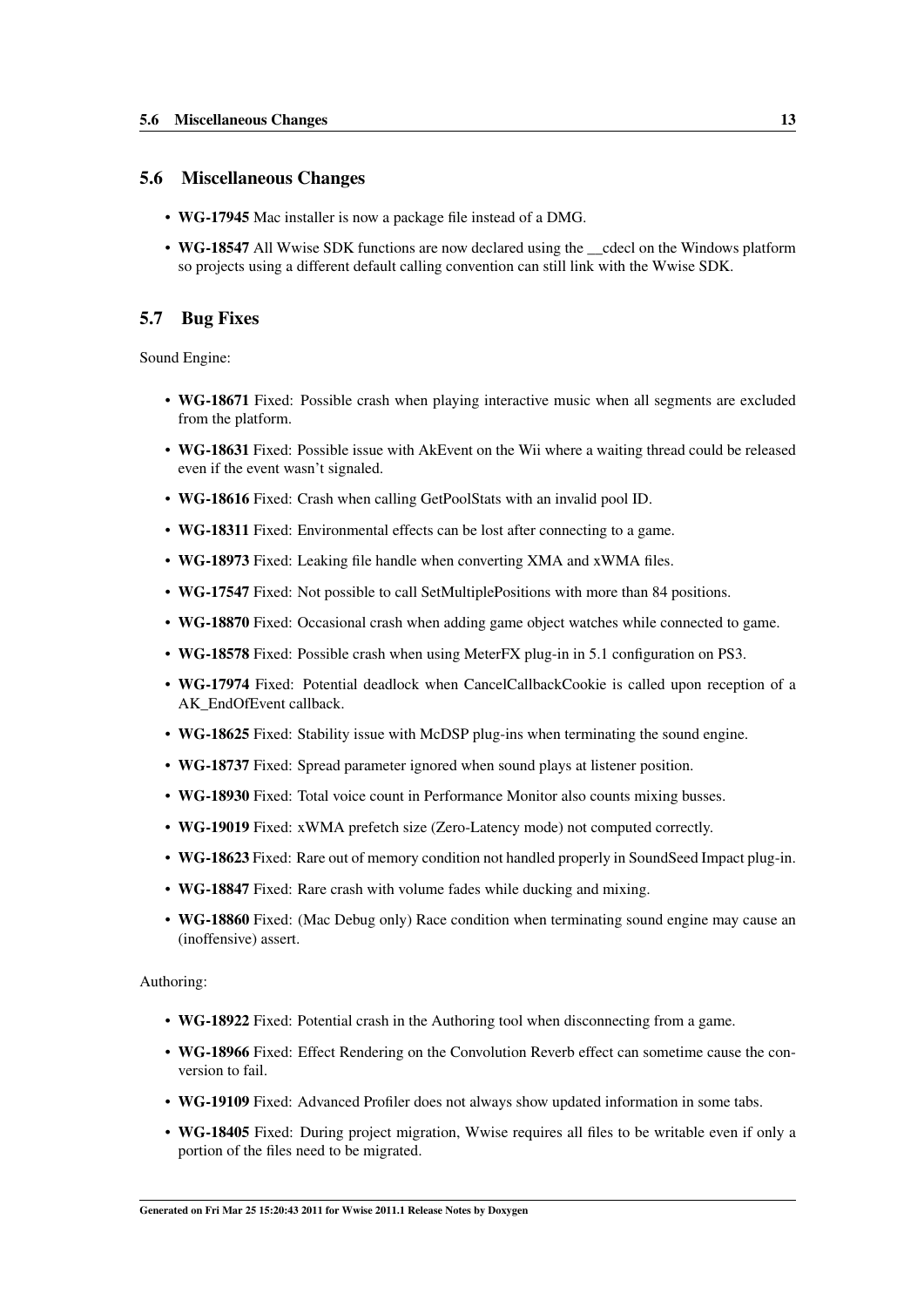## 5.6 Miscellaneous Changes

- **WG-17945** Mac installer is now a package file instead of a DMG.
- **WG-18547** All Wwise SDK functions are now declared using the __cdecl on the Windows platform so projects using a different default calling convention can still link with the Wwise SDK.

## 5.7 Bug Fixes

Sound Engine:

- **WG-18671** Fixed: Possible crash when playing interactive music when all segments are excluded from the platform.
- **WG-18631** Fixed: Possible issue with AkEvent on the Wii where a waiting thread could be released even if the event wasn't signaled.
- **WG-18616** Fixed: Crash when calling GetPoolStats with an invalid pool ID.
- **WG-18311** Fixed: Environmental effects can be lost after connecting to a game.
- **WG-18973** Fixed: Leaking file handle when converting XMA and xWMA files.
- **WG-17547** Fixed: Not possible to call SetMultiplePositions with more than 84 positions.
- **WG-18870** Fixed: Occasional crash when adding game object watches while connected to game.
- **WG-18578** Fixed: Possible crash when using MeterFX plug-in in 5.1 configuration on PS3.
- **WG-17974** Fixed: Potential deadlock when CancelCallbackCookie is called upon reception of a AK_EndOfEvent callback.
- **WG-18625** Fixed: Stability issue with McDSP plug-ins when terminating the sound engine.
- **WG-18737** Fixed: Spread parameter ignored when sound plays at listener position.
- **WG-18930** Fixed: Total voice count in Performance Monitor also counts mixing busses.
- **WG-19019** Fixed: xWMA prefetch size (Zero-Latency mode) not computed correctly.
- **WG-18623** Fixed: Rare out of memory condition not handled properly in SoundSeed Impact plug-in.
- **WG-18847** Fixed: Rare crash with volume fades while ducking and mixing.
- **WG-18860** Fixed: (Mac Debug only) Race condition when terminating sound engine may cause an (inoffensive) assert.

Authoring:

- **WG-18922** Fixed: Potential crash in the Authoring tool when disconnecting from a game.
- **WG-18966** Fixed: Effect Rendering on the Convolution Reverb effect can sometime cause the conversion to fail.
- **WG-19109** Fixed: Advanced Profiler does not always show updated information in some tabs.
- **WG-18405** Fixed: During project migration, Wwise requires all files to be writable even if only a portion of the files need to be migrated.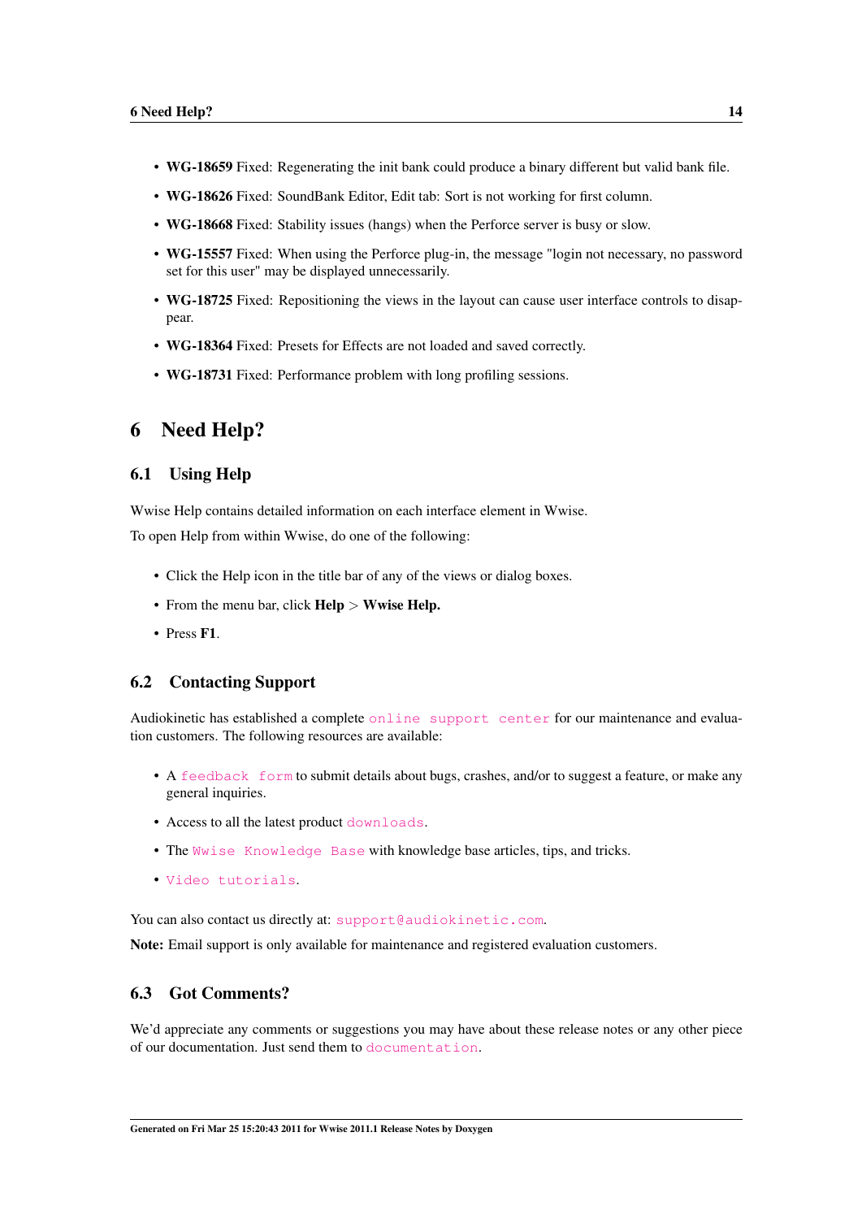- **WG-18659** Fixed: Regenerating the init bank could produce a binary different but valid bank file.
- **WG-18626** Fixed: SoundBank Editor, Edit tab: Sort is not working for first column.
- **WG-18668** Fixed: Stability issues (hangs) when the Perforce server is busy or slow.
- **WG-15557** Fixed: When using the Perforce plug-in, the message "login not necessary, no password set for this user" may be displayed unnecessarily.
- **WG-18725** Fixed: Repositioning the views in the layout can cause user interface controls to disappear.
- **WG-18364** Fixed: Presets for Effects are not loaded and saved correctly.
- **WG-18731** Fixed: Performance problem with long profiling sessions.

# 6 Need Help?

## 6.1 Using Help

Wwise Help contains detailed information on each interface element in Wwise.

To open Help from within Wwise, do one of the following:

- Click the Help icon in the title bar of any of the views or dialog boxes.
- From the menu bar, click **Help** > **Wwise Help.**
- Press **F1**.

## 6.2 Contacting Support

Audiokinetic has established a complete `online support center` for our maintenance and evaluation customers. The following resources are available:

- A `feedback form` to submit details about bugs, crashes, and/or to suggest a feature, or make any general inquiries.
- Access to all the latest product `downloads`.
- The `Wwise Knowledge Base` with knowledge base articles, tips, and tricks.
- `Video tutorials`.

You can also contact us directly at: `support@audiokinetic.com`.

**Note:** Email support is only available for maintenance and registered evaluation customers.

## 6.3 Got Comments?

We'd appreciate any comments or suggestions you may have about these release notes or any other piece of our documentation. Just send them to `documentation`.